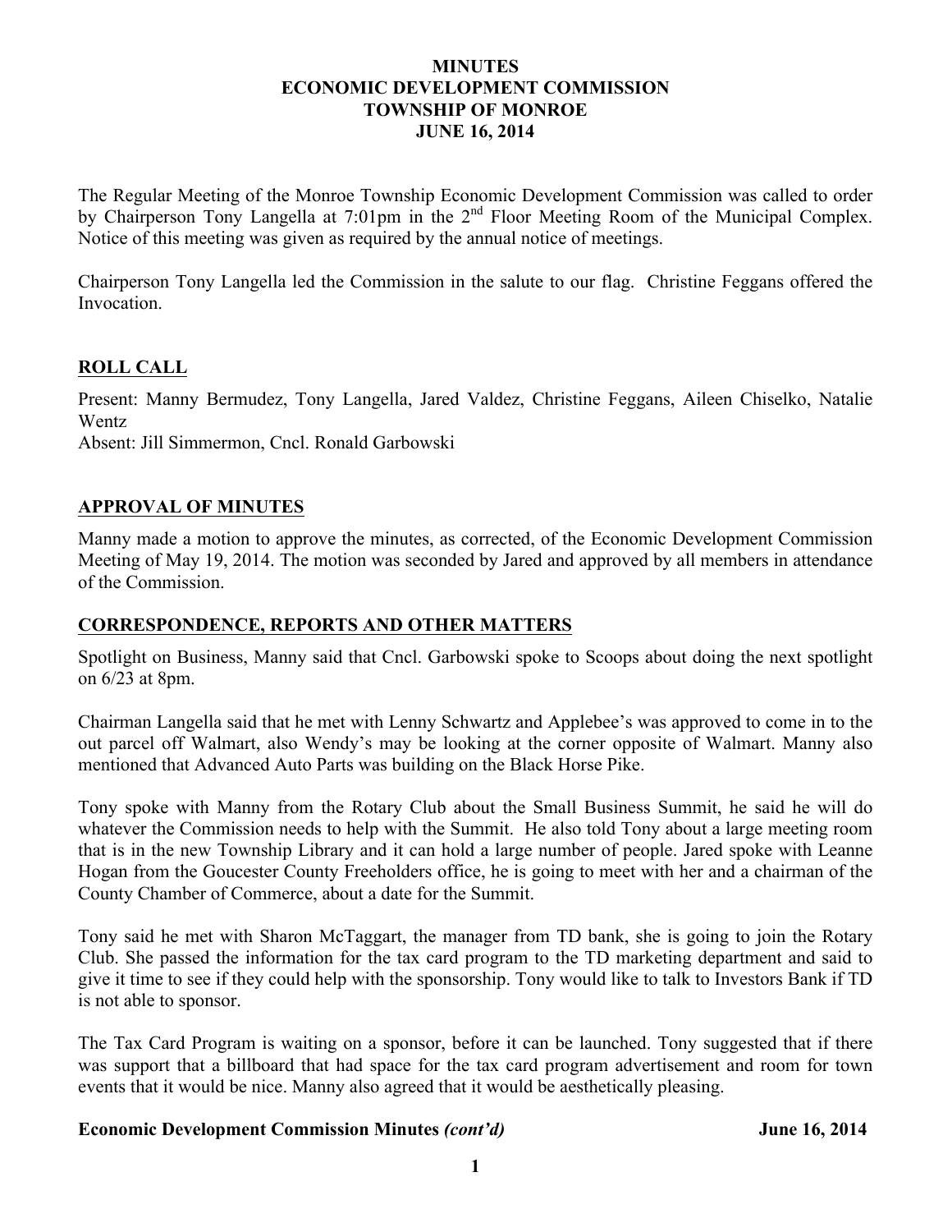**MINUTES**
**ECONOMIC DEVELOPMENT COMMISSION**
**TOWNSHIP OF MONROE**
**JUNE 16, 2014**

The Regular Meeting of the Monroe Township Economic Development Commission was called to order by Chairperson Tony Langella at 7:01pm in the 2nd Floor Meeting Room of the Municipal Complex. Notice of this meeting was given as required by the annual notice of meetings.

Chairperson Tony Langella led the Commission in the salute to our flag. Christine Feggans offered the Invocation.

## ROLL CALL

Present: Manny Bermudez, Tony Langella, Jared Valdez, Christine Feggans, Aileen Chiselko, Natalie Wentz
Absent: Jill Simmermon, Cncl. Ronald Garbowski

## APPROVAL OF MINUTES

Manny made a motion to approve the minutes, as corrected, of the Economic Development Commission Meeting of May 19, 2014. The motion was seconded by Jared and approved by all members in attendance of the Commission.

## CORRESPONDENCE, REPORTS AND OTHER MATTERS

Spotlight on Business, Manny said that Cncl. Garbowski spoke to Scoops about doing the next spotlight on 6/23 at 8pm.

Chairman Langella said that he met with Lenny Schwartz and Applebee's was approved to come in to the out parcel off Walmart, also Wendy's may be looking at the corner opposite of Walmart. Manny also mentioned that Advanced Auto Parts was building on the Black Horse Pike.

Tony spoke with Manny from the Rotary Club about the Small Business Summit, he said he will do whatever the Commission needs to help with the Summit. He also told Tony about a large meeting room that is in the new Township Library and it can hold a large number of people. Jared spoke with Leanne Hogan from the Goucester County Freeholders office, he is going to meet with her and a chairman of the County Chamber of Commerce, about a date for the Summit.

Tony said he met with Sharon McTaggart, the manager from TD bank, she is going to join the Rotary Club. She passed the information for the tax card program to the TD marketing department and said to give it time to see if they could help with the sponsorship. Tony would like to talk to Investors Bank if TD is not able to sponsor.

The Tax Card Program is waiting on a sponsor, before it can be launched. Tony suggested that if there was support that a billboard that had space for the tax card program advertisement and room for town events that it would be nice. Manny also agreed that it would be aesthetically pleasing.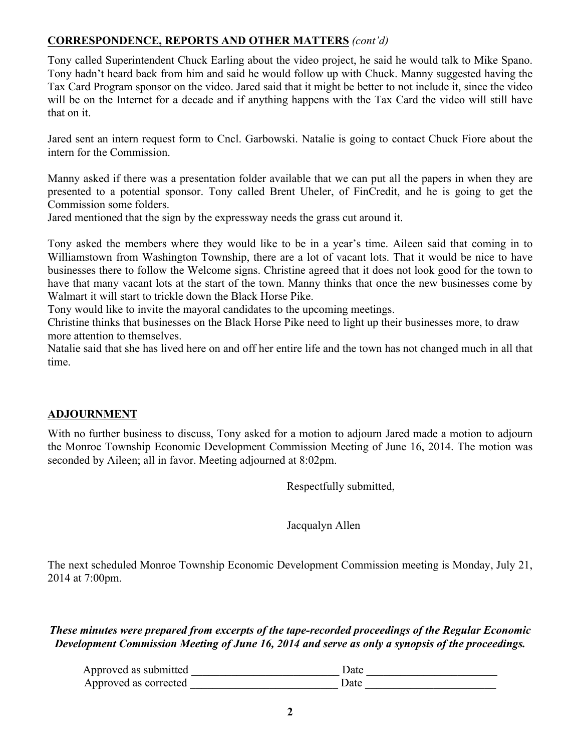**CORRESPONDENCE, REPORTS AND OTHER MATTERS** *(cont'd)*

Tony called Superintendent Chuck Earling about the video project, he said he would talk to Mike Spano. Tony hadn't heard back from him and said he would follow up with Chuck. Manny suggested having the Tax Card Program sponsor on the video. Jared said that it might be better to not include it, since the video will be on the Internet for a decade and if anything happens with the Tax Card the video will still have that on it.

Jared sent an intern request form to Cncl. Garbowski. Natalie is going to contact Chuck Fiore about the intern for the Commission.

Manny asked if there was a presentation folder available that we can put all the papers in when they are presented to a potential sponsor. Tony called Brent Uheler, of FinCredit, and he is going to get the Commission some folders.

Jared mentioned that the sign by the expressway needs the grass cut around it.

Tony asked the members where they would like to be in a year's time. Aileen said that coming in to Williamstown from Washington Township, there are a lot of vacant lots. That it would be nice to have businesses there to follow the Welcome signs. Christine agreed that it does not look good for the town to have that many vacant lots at the start of the town. Manny thinks that once the new businesses come by Walmart it will start to trickle down the Black Horse Pike.

Tony would like to invite the mayoral candidates to the upcoming meetings.

Christine thinks that businesses on the Black Horse Pike need to light up their businesses more, to draw more attention to themselves.

Natalie said that she has lived here on and off her entire life and the town has not changed much in all that time.

**ADJOURNMENT**

With no further business to discuss, Tony asked for a motion to adjourn Jared made a motion to adjourn the Monroe Township Economic Development Commission Meeting of June 16, 2014. The motion was seconded by Aileen; all in favor. Meeting adjourned at 8:02pm.

Respectfully submitted,

Jacqualyn Allen

The next scheduled Monroe Township Economic Development Commission meeting is Monday, July 21, 2014 at 7:00pm.

***These minutes were prepared from excerpts of the tape-recorded proceedings of the Regular Economic Development Commission Meeting of June 16, 2014 and serve as only a synopsis of the proceedings.***

Approved as submitted ____________________ Date ____________________

Approved as corrected ____________________ Date ____________________